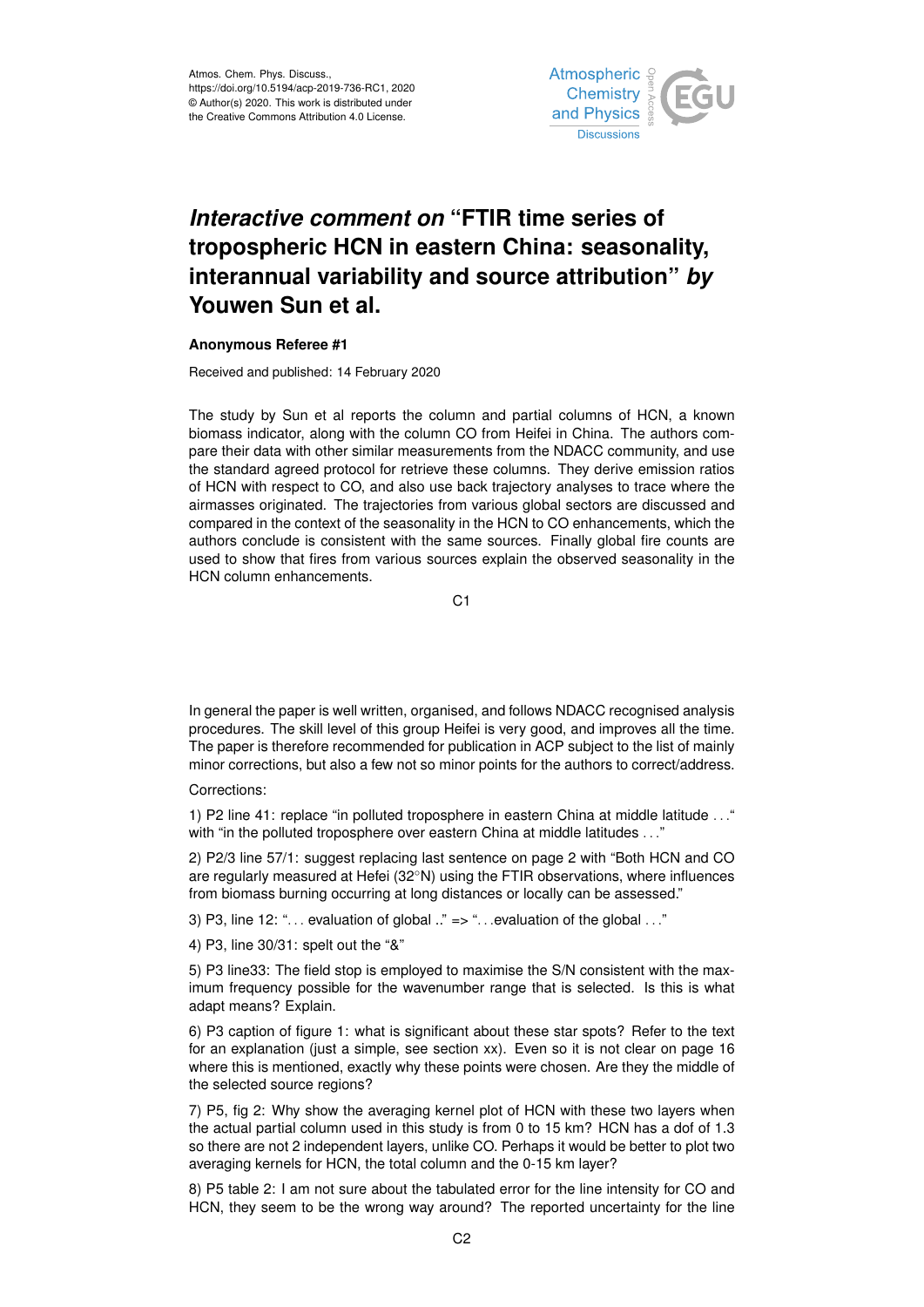Atmos. Chem. Phys. Discuss.,
https://doi.org/10.5194/acp-2019-736-RC1, 2020
© Author(s) 2020. This work is distributed under
the Creative Commons Attribution 4.0 License.

# *Interactive comment on* "FTIR time series of tropospheric HCN in eastern China: seasonality, interannual variability and source attribution" *by* Youwen Sun et al.

**Anonymous Referee #1**

Received and published: 14 February 2020

The study by Sun et al reports the column and partial columns of HCN, a known biomass indicator, along with the column CO from Heifei in China. The authors compare their data with other similar measurements from the NDACC community, and use the standard agreed protocol for retrieve these columns. They derive emission ratios of HCN with respect to CO, and also use back trajectory analyses to trace where the airmasses originated. The trajectories from various global sectors are discussed and compared in the context of the seasonality in the HCN to CO enhancements, which the authors conclude is consistent with the same sources. Finally global fire counts are used to show that fires from various sources explain the observed seasonality in the HCN column enhancements.

In general the paper is well written, organised, and follows NDACC recognised analysis procedures. The skill level of this group Heifei is very good, and improves all the time. The paper is therefore recommended for publication in ACP subject to the list of mainly minor corrections, but also a few not so minor points for the authors to correct/address.

Corrections:

1) P2 line 41: replace "in polluted troposphere in eastern China at middle latitude . . ." with "in the polluted troposphere over eastern China at middle latitudes . . ."

2) P2/3 line 57/1: suggest replacing last sentence on page 2 with "Both HCN and CO are regularly measured at Hefei (32°N) using the FTIR observations, where influences from biomass burning occurring at long distances or locally can be assessed."

3) P3, line 12: ". . . evaluation of global .." => ". . .evaluation of the global . . ."

4) P3, line 30/31: spelt out the "&"

5) P3 line33: The field stop is employed to maximise the S/N consistent with the maximum frequency possible for the wavenumber range that is selected. Is this is what adapt means? Explain.

6) P3 caption of figure 1: what is significant about these star spots? Refer to the text for an explanation (just a simple, see section xx). Even so it is not clear on page 16 where this is mentioned, exactly why these points were chosen. Are they the middle of the selected source regions?

7) P5, fig 2: Why show the averaging kernel plot of HCN with these two layers when the actual partial column used in this study is from 0 to 15 km? HCN has a dof of 1.3 so there are not 2 independent layers, unlike CO. Perhaps it would be better to plot two averaging kernels for HCN, the total column and the 0-15 km layer?

8) P5 table 2: I am not sure about the tabulated error for the line intensity for CO and HCN, they seem to be the wrong way around? The reported uncertainty for the line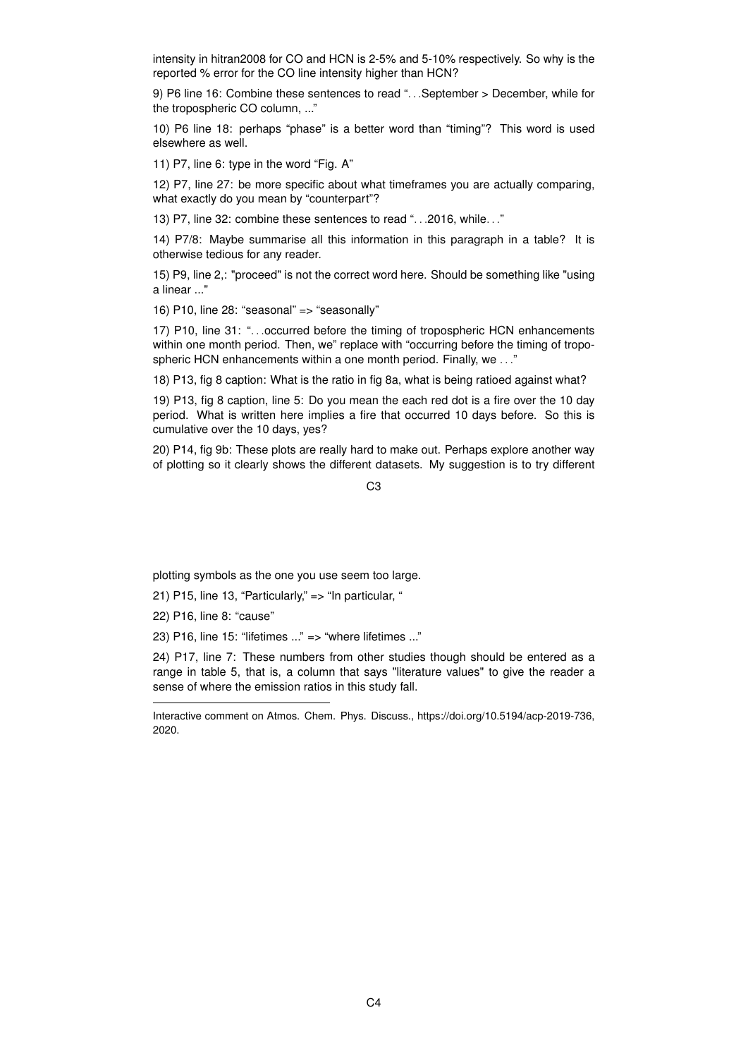intensity in hitran2008 for CO and HCN is 2-5% and 5-10% respectively. So why is the reported % error for the CO line intensity higher than HCN?

9) P6 line 16: Combine these sentences to read "...September > December, while for the tropospheric CO column, ..."

10) P6 line 18: perhaps "phase" is a better word than "timing"? This word is used elsewhere as well.

11) P7, line 6: type in the word "Fig. A"

12) P7, line 27: be more specific about what timeframes you are actually comparing, what exactly do you mean by "counterpart"?

13) P7, line 32: combine these sentences to read "...2016, while..."

14) P7/8: Maybe summarise all this information in this paragraph in a table? It is otherwise tedious for any reader.

15) P9, line 2,: "proceed" is not the correct word here. Should be something like "using a linear ..."

16) P10, line 28: "seasonal" => "seasonally"

17) P10, line 31: "...occurred before the timing of tropospheric HCN enhancements within one month period. Then, we" replace with "occurring before the timing of tropospheric HCN enhancements within a one month period. Finally, we ..."

18) P13, fig 8 caption: What is the ratio in fig 8a, what is being ratioed against what?

19) P13, fig 8 caption, line 5: Do you mean the each red dot is a fire over the 10 day period. What is written here implies a fire that occurred 10 days before. So this is cumulative over the 10 days, yes?

20) P14, fig 9b: These plots are really hard to make out. Perhaps explore another way of plotting so it clearly shows the different datasets. My suggestion is to try different plotting symbols as the one you use seem too large.

21) P15, line 13, "Particularly," => "In particular, "

22) P16, line 8: "cause"

23) P16, line 15: "lifetimes ..." => "where lifetimes ..."

24) P17, line 7: These numbers from other studies though should be entered as a range in table 5, that is, a column that says "literature values" to give the reader a sense of where the emission ratios in this study fall.

---

Interactive comment on Atmos. Chem. Phys. Discuss., https://doi.org/10.5194/acp-2019-736, 2020.